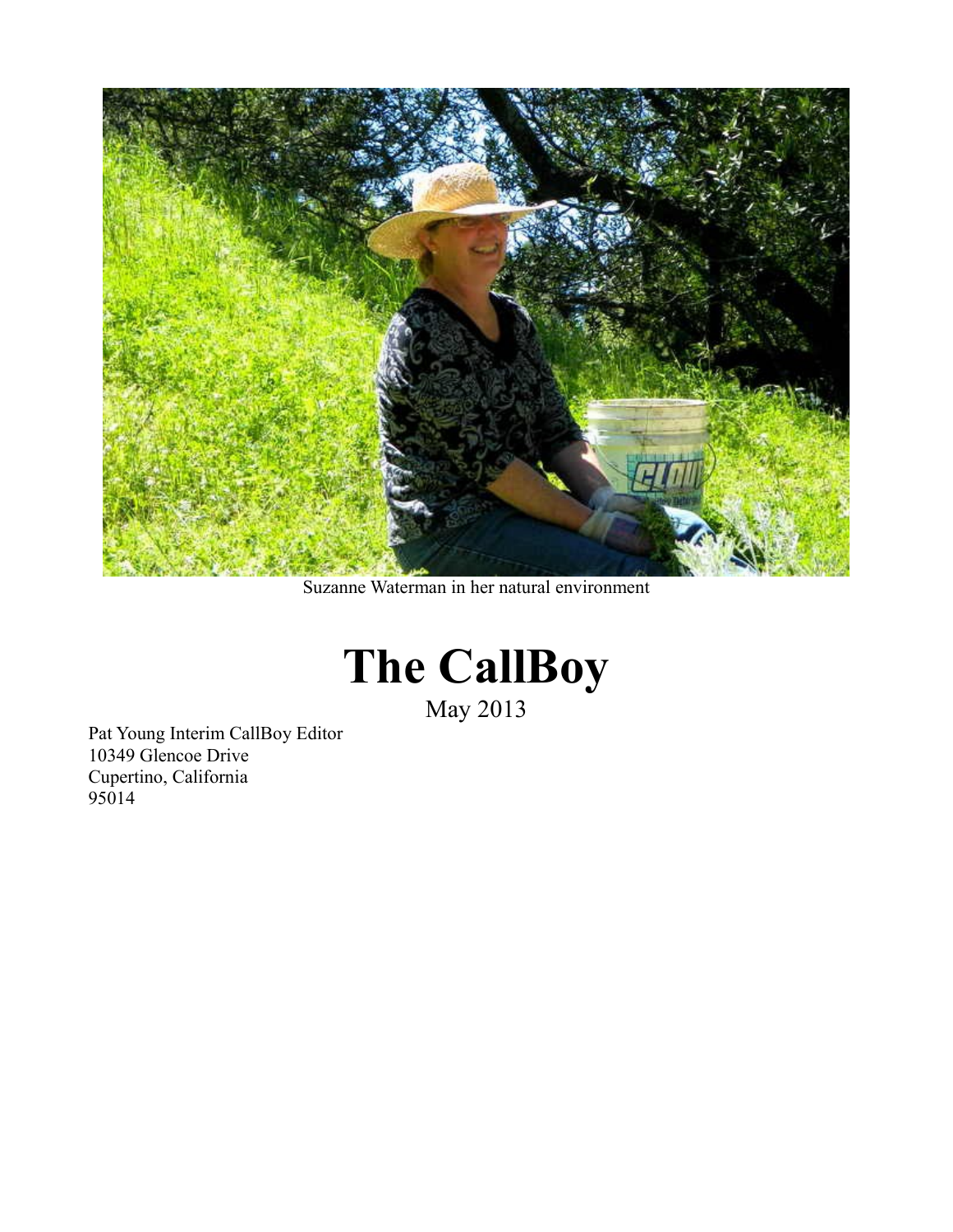Suzanne Waterman in her natural environment

# The CallBoy

May 2013

Pat Young Interim CallBoy Editor
10349 Glencoe Drive
Cupertino, California
95014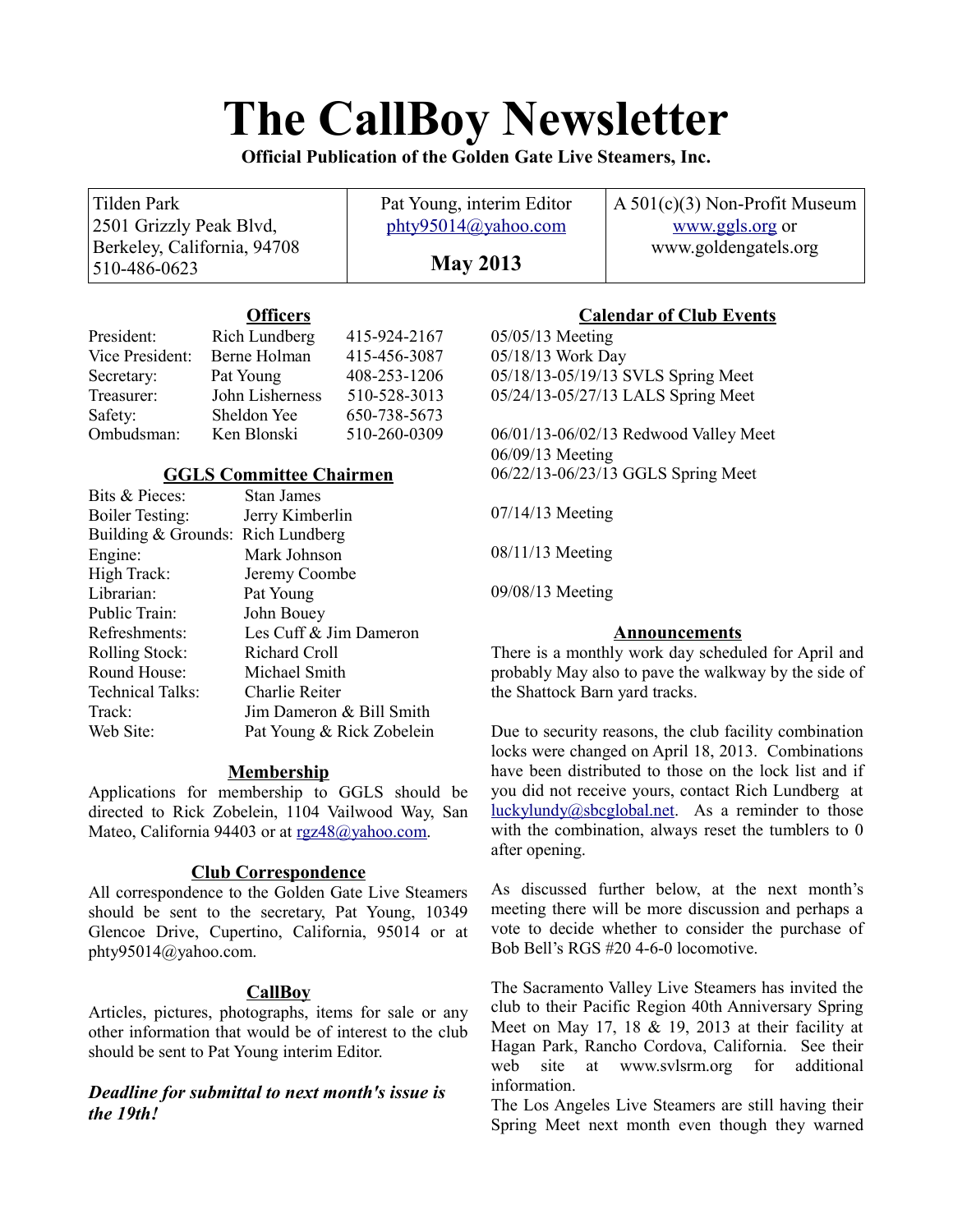# The CallBoy Newsletter

**Official Publication of the Golden Gate Live Steamers, Inc.**

| Tilden Park<br>2501 Grizzly Peak Blvd,<br>Berkeley, California, 94708<br>510-486-0623 | Pat Young, interim Editor<br>phty95014@yahoo.com<br><br>**May 2013** | A 501(c)(3) Non-Profit Museum<br>www.ggls.org or<br>www.goldengatels.org |
|---|---|---|

## Officers

| | | |
|---|---|---|
| President: | Rich Lundberg | 415-924-2167 |
| Vice President: | Berne Holman | 415-456-3087 |
| Secretary: | Pat Young | 408-253-1206 |
| Treasurer: | John Lisherness | 510-528-3013 |
| Safety: | Sheldon Yee | 650-738-5673 |
| Ombudsman: | Ken Blonski | 510-260-0309 |

## GGLS Committee Chairmen

| | |
|---|---|
| Bits & Pieces: | Stan James |
| Boiler Testing: | Jerry Kimberlin |
| Building & Grounds: | Rich Lundberg |
| Engine: | Mark Johnson |
| High Track: | Jeremy Coombe |
| Librarian: | Pat Young |
| Public Train: | John Bouey |
| Refreshments: | Les Cuff & Jim Dameron |
| Rolling Stock: | Richard Croll |
| Round House: | Michael Smith |
| Technical Talks: | Charlie Reiter |
| Track: | Jim Dameron & Bill Smith |
| Web Site: | Pat Young & Rick Zobelein |

## Membership

Applications for membership to GGLS should be directed to Rick Zobelein, 1104 Vailwood Way, San Mateo, California 94403 or at rgz48@yahoo.com.

## Club Correspondence

All correspondence to the Golden Gate Live Steamers should be sent to the secretary, Pat Young, 10349 Glencoe Drive, Cupertino, California, 95014 or at phty95014@yahoo.com.

## CallBoy

Articles, pictures, photographs, items for sale or any other information that would be of interest to the club should be sent to Pat Young interim Editor.

***Deadline for submittal to next month's issue is the 19th!***

## Calendar of Club Events

05/05/13 Meeting
05/18/13 Work Day
05/18/13-05/19/13 SVLS Spring Meet
05/24/13-05/27/13 LALS Spring Meet

06/01/13-06/02/13 Redwood Valley Meet
06/09/13 Meeting
06/22/13-06/23/13 GGLS Spring Meet

07/14/13 Meeting

08/11/13 Meeting

09/08/13 Meeting

## Announcements

There is a monthly work day scheduled for April and probably May also to pave the walkway by the side of the Shattock Barn yard tracks.

Due to security reasons, the club facility combination locks were changed on April 18, 2013. Combinations have been distributed to those on the lock list and if you did not receive yours, contact Rich Lundberg at luckylundy@sbcglobal.net. As a reminder to those with the combination, always reset the tumblers to 0 after opening.

As discussed further below, at the next month's meeting there will be more discussion and perhaps a vote to decide whether to consider the purchase of Bob Bell's RGS #20 4-6-0 locomotive.

The Sacramento Valley Live Steamers has invited the club to their Pacific Region 40th Anniversary Spring Meet on May 17, 18 & 19, 2013 at their facility at Hagan Park, Rancho Cordova, California. See their web site at www.svlsrm.org for additional information.

The Los Angeles Live Steamers are still having their Spring Meet next month even though they warned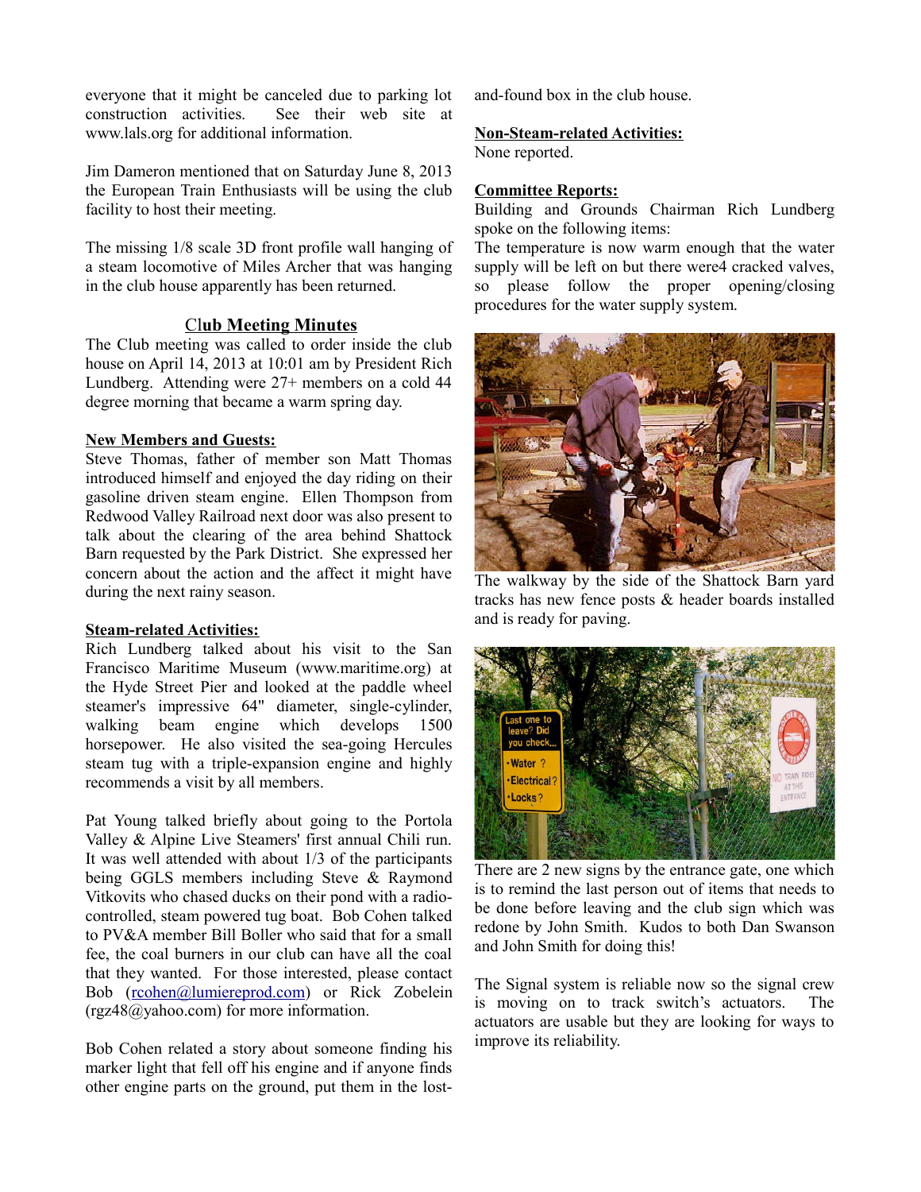everyone that it might be canceled due to parking lot construction activities. See their web site at www.lals.org for additional information.

Jim Dameron mentioned that on Saturday June 8, 2013 the European Train Enthusiasts will be using the club facility to host their meeting.

The missing 1/8 scale 3D front profile wall hanging of a steam locomotive of Miles Archer that was hanging in the club house apparently has been returned.

## Club Meeting Minutes

The Club meeting was called to order inside the club house on April 14, 2013 at 10:01 am by President Rich Lundberg. Attending were 27+ members on a cold 44 degree morning that became a warm spring day.

**New Members and Guests:**

Steve Thomas, father of member son Matt Thomas introduced himself and enjoyed the day riding on their gasoline driven steam engine. Ellen Thompson from Redwood Valley Railroad next door was also present to talk about the clearing of the area behind Shattock Barn requested by the Park District. She expressed her concern about the action and the affect it might have during the next rainy season.

**Steam-related Activities:**

Rich Lundberg talked about his visit to the San Francisco Maritime Museum (www.maritime.org) at the Hyde Street Pier and looked at the paddle wheel steamer's impressive 64" diameter, single-cylinder, walking beam engine which develops 1500 horsepower. He also visited the sea-going Hercules steam tug with a triple-expansion engine and highly recommends a visit by all members.

Pat Young talked briefly about going to the Portola Valley & Alpine Live Steamers' first annual Chili run. It was well attended with about 1/3 of the participants being GGLS members including Steve & Raymond Vitkovits who chased ducks on their pond with a radio-controlled, steam powered tug boat. Bob Cohen talked to PV&A member Bill Boller who said that for a small fee, the coal burners in our club can have all the coal that they wanted. For those interested, please contact Bob (rcohen@lumierereprod.com) or Rick Zobelein (rgz48@yahoo.com) for more information.

Bob Cohen related a story about someone finding his marker light that fell off his engine and if anyone finds other engine parts on the ground, put them in the lost-and-found box in the club house.

**Non-Steam-related Activities:**

None reported.

**Committee Reports:**

Building and Grounds Chairman Rich Lundberg spoke on the following items:

The temperature is now warm enough that the water supply will be left on but there were4 cracked valves, so please follow the proper opening/closing procedures for the water supply system.

The walkway by the side of the Shattock Barn yard tracks has new fence posts & header boards installed and is ready for paving.

There are 2 new signs by the entrance gate, one which is to remind the last person out of items that needs to be done before leaving and the club sign which was redone by John Smith. Kudos to both Dan Swanson and John Smith for doing this!

The Signal system is reliable now so the signal crew is moving on to track switch's actuators. The actuators are usable but they are looking for ways to improve its reliability.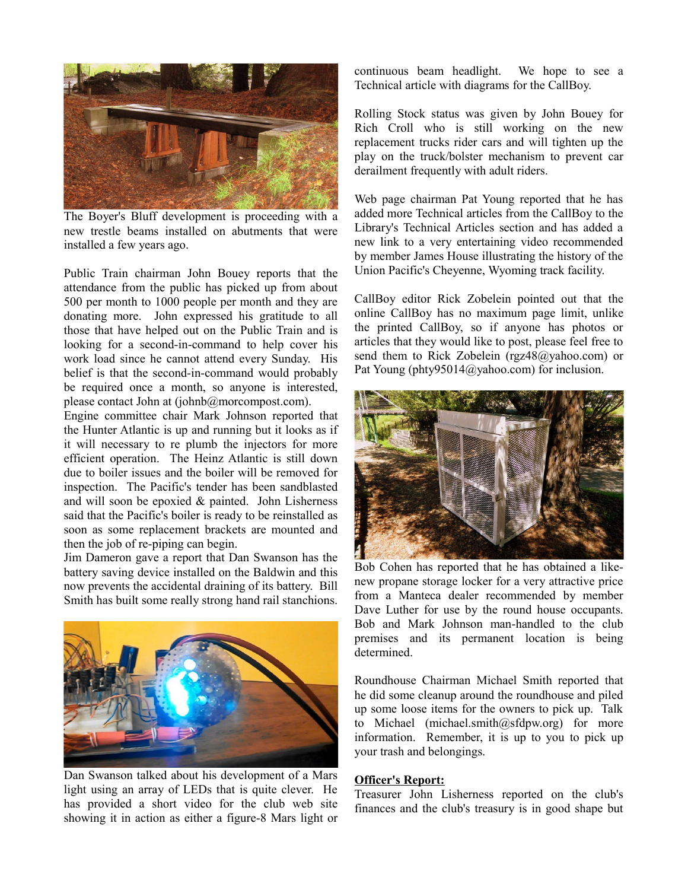The Boyer's Bluff development is proceeding with a new trestle beams installed on abutments that were installed a few years ago.

Public Train chairman John Bouey reports that the attendance from the public has picked up from about 500 per month to 1000 people per month and they are donating more. John expressed his gratitude to all those that have helped out on the Public Train and is looking for a second-in-command to help cover his work load since he cannot attend every Sunday. His belief is that the second-in-command would probably be required once a month, so anyone is interested, please contact John at (johnb@morcompost.com).

Engine committee chair Mark Johnson reported that the Hunter Atlantic is up and running but it looks as if it will necessary to re plumb the injectors for more efficient operation. The Heinz Atlantic is still down due to boiler issues and the boiler will be removed for inspection. The Pacific's tender has been sandblasted and will soon be epoxied & painted. John Lisherness said that the Pacific's boiler is ready to be reinstalled as soon as some replacement brackets are mounted and then the job of re-piping can begin.

Jim Dameron gave a report that Dan Swanson has the battery saving device installed on the Baldwin and this now prevents the accidental draining of its battery. Bill Smith has built some really strong hand rail stanchions.

Dan Swanson talked about his development of a Mars light using an array of LEDs that is quite clever. He has provided a short video for the club web site showing it in action as either a figure-8 Mars light or continuous beam headlight. We hope to see a Technical article with diagrams for the CallBoy.

Rolling Stock status was given by John Bouey for Rich Croll who is still working on the new replacement trucks rider cars and will tighten up the play on the truck/bolster mechanism to prevent car derailment frequently with adult riders.

Web page chairman Pat Young reported that he has added more Technical articles from the CallBoy to the Library's Technical Articles section and has added a new link to a very entertaining video recommended by member James House illustrating the history of the Union Pacific's Cheyenne, Wyoming track facility.

CallBoy editor Rick Zobelein pointed out that the online CallBoy has no maximum page limit, unlike the printed CallBoy, so if anyone has photos or articles that they would like to post, please feel free to send them to Rick Zobelein (rgz48@yahoo.com) or Pat Young (phty95014@yahoo.com) for inclusion.

Bob Cohen has reported that he has obtained a like-new propane storage locker for a very attractive price from a Manteca dealer recommended by member Dave Luther for use by the round house occupants. Bob and Mark Johnson man-handled to the club premises and its permanent location is being determined.

Roundhouse Chairman Michael Smith reported that he did some cleanup around the roundhouse and piled up some loose items for the owners to pick up. Talk to Michael (michael.smith@sfdpw.org) for more information. Remember, it is up to you to pick up your trash and belongings.

**Officer's Report:**

Treasurer John Lisherness reported on the club's finances and the club's treasury is in good shape but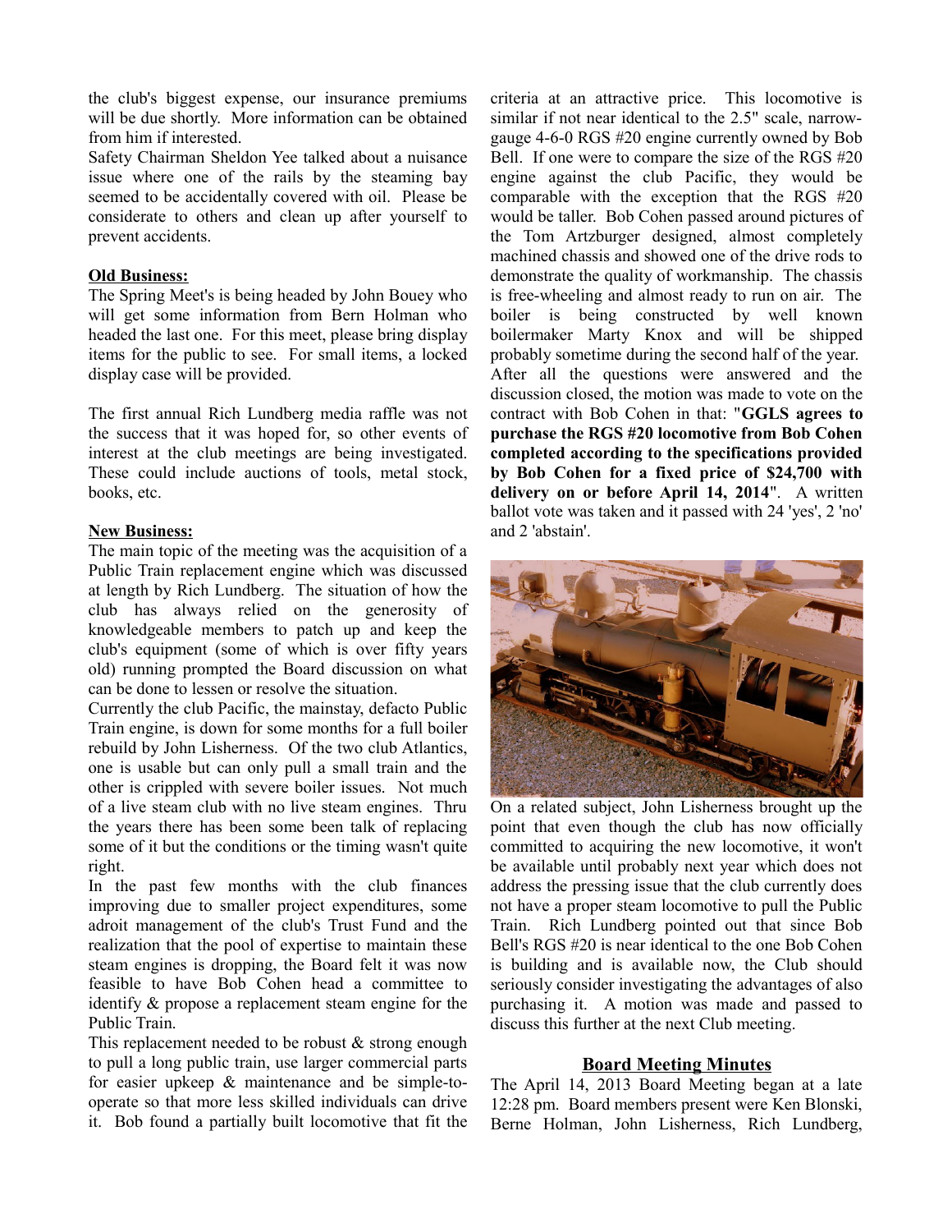the club's biggest expense, our insurance premiums will be due shortly. More information can be obtained from him if interested.

Safety Chairman Sheldon Yee talked about a nuisance issue where one of the rails by the steaming bay seemed to be accidentally covered with oil. Please be considerate to others and clean up after yourself to prevent accidents.

**Old Business:**

The Spring Meet's is being headed by John Bouey who will get some information from Bern Holman who headed the last one. For this meet, please bring display items for the public to see. For small items, a locked display case will be provided.

The first annual Rich Lundberg media raffle was not the success that it was hoped for, so other events of interest at the club meetings are being investigated. These could include auctions of tools, metal stock, books, etc.

**New Business:**

The main topic of the meeting was the acquisition of a Public Train replacement engine which was discussed at length by Rich Lundberg. The situation of how the club has always relied on the generosity of knowledgeable members to patch up and keep the club's equipment (some of which is over fifty years old) running prompted the Board discussion on what can be done to lessen or resolve the situation.

Currently the club Pacific, the mainstay, defacto Public Train engine, is down for some months for a full boiler rebuild by John Lisherness. Of the two club Atlantics, one is usable but can only pull a small train and the other is crippled with severe boiler issues. Not much of a live steam club with no live steam engines. Thru the years there has been some been talk of replacing some of it but the conditions or the timing wasn't quite right.

In the past few months with the club finances improving due to smaller project expenditures, some adroit management of the club's Trust Fund and the realization that the pool of expertise to maintain these steam engines is dropping, the Board felt it was now feasible to have Bob Cohen head a committee to identify & propose a replacement steam engine for the Public Train.

This replacement needed to be robust & strong enough to pull a long public train, use larger commercial parts for easier upkeep & maintenance and be simple-to-operate so that more less skilled individuals can drive it. Bob found a partially built locomotive that fit the criteria at an attractive price. This locomotive is similar if not near identical to the 2.5" scale, narrow-gauge 4-6-0 RGS #20 engine currently owned by Bob Bell. If one were to compare the size of the RGS #20 engine against the club Pacific, they would be comparable with the exception that the RGS #20 would be taller. Bob Cohen passed around pictures of the Tom Artzburger designed, almost completely machined chassis and showed one of the drive rods to demonstrate the quality of workmanship. The chassis is free-wheeling and almost ready to run on air. The boiler is being constructed by well known boilermaker Marty Knox and will be shipped probably sometime during the second half of the year. After all the questions were answered and the discussion closed, the motion was made to vote on the contract with Bob Cohen in that: "**GGLS agrees to purchase the RGS #20 locomotive from Bob Cohen completed according to the specifications provided by Bob Cohen for a fixed price of $24,700 with delivery on or before April 14, 2014**". A written ballot vote was taken and it passed with 24 'yes', 2 'no' and 2 'abstain'.

On a related subject, John Lisherness brought up the point that even though the club has now officially committed to acquiring the new locomotive, it won't be available until probably next year which does not address the pressing issue that the club currently does not have a proper steam locomotive to pull the Public Train. Rich Lundberg pointed out that since Bob Bell's RGS #20 is near identical to the one Bob Cohen is building and is available now, the Club should seriously consider investigating the advantages of also purchasing it. A motion was made and passed to discuss this further at the next Club meeting.

## Board Meeting Minutes

The April 14, 2013 Board Meeting began at a late 12:28 pm. Board members present were Ken Blonski, Berne Holman, John Lisherness, Rich Lundberg,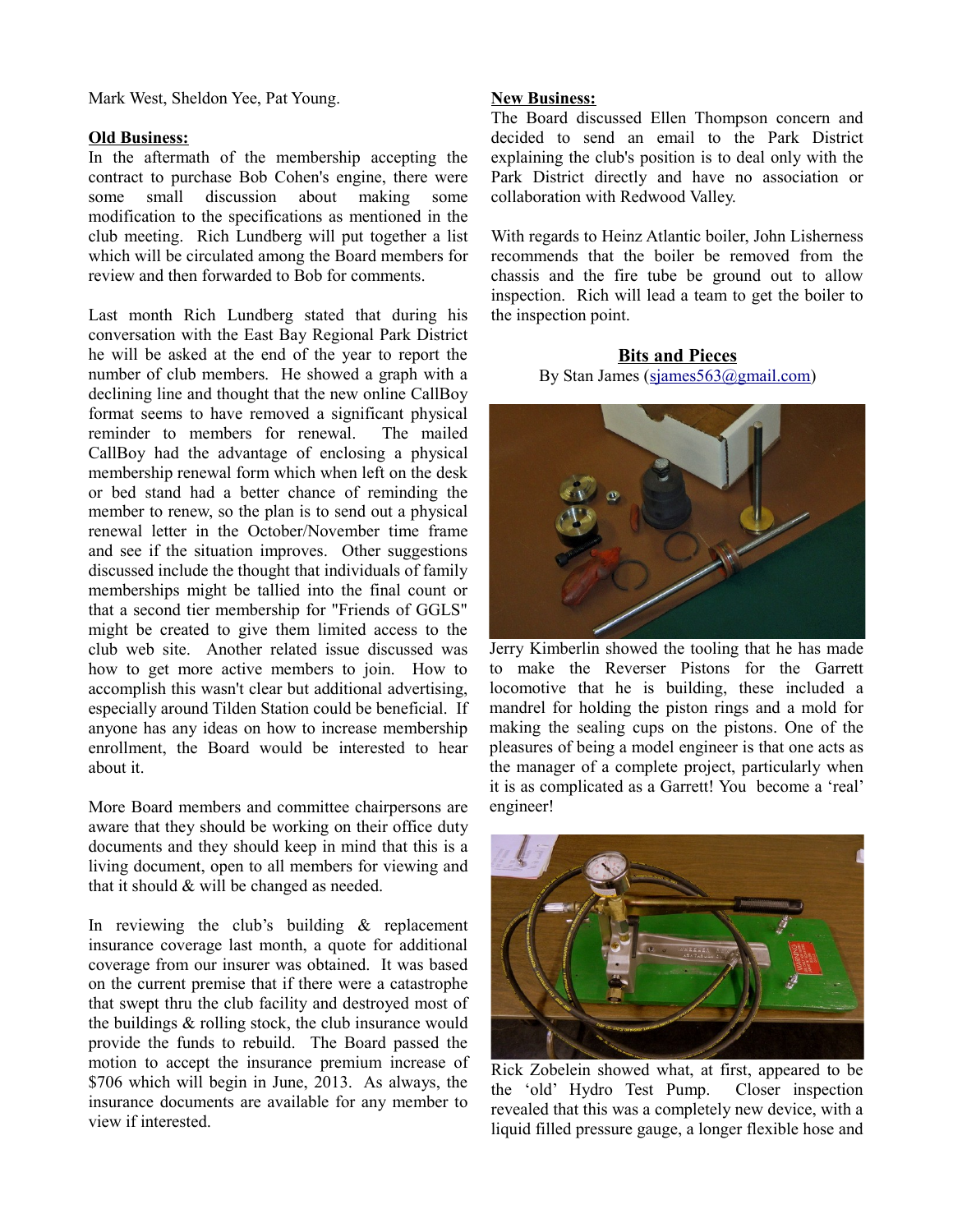Mark West, Sheldon Yee, Pat Young.

**Old Business:**

In the aftermath of the membership accepting the contract to purchase Bob Cohen's engine, there were some small discussion about making some modification to the specifications as mentioned in the club meeting. Rich Lundberg will put together a list which will be circulated among the Board members for review and then forwarded to Bob for comments.

Last month Rich Lundberg stated that during his conversation with the East Bay Regional Park District he will be asked at the end of the year to report the number of club members. He showed a graph with a declining line and thought that the new online CallBoy format seems to have removed a significant physical reminder to members for renewal. The mailed CallBoy had the advantage of enclosing a physical membership renewal form which when left on the desk or bed stand had a better chance of reminding the member to renew, so the plan is to send out a physical renewal letter in the October/November time frame and see if the situation improves. Other suggestions discussed include the thought that individuals of family memberships might be tallied into the final count or that a second tier membership for "Friends of GGLS" might be created to give them limited access to the club web site. Another related issue discussed was how to get more active members to join. How to accomplish this wasn't clear but additional advertising, especially around Tilden Station could be beneficial. If anyone has any ideas on how to increase membership enrollment, the Board would be interested to hear about it.

More Board members and committee chairpersons are aware that they should be working on their office duty documents and they should keep in mind that this is a living document, open to all members for viewing and that it should & will be changed as needed.

In reviewing the club's building & replacement insurance coverage last month, a quote for additional coverage from our insurer was obtained. It was based on the current premise that if there were a catastrophe that swept thru the club facility and destroyed most of the buildings & rolling stock, the club insurance would provide the funds to rebuild. The Board passed the motion to accept the insurance premium increase of $706 which will begin in June, 2013. As always, the insurance documents are available for any member to view if interested.

**New Business:**

The Board discussed Ellen Thompson concern and decided to send an email to the Park District explaining the club's position is to deal only with the Park District directly and have no association or collaboration with Redwood Valley.

With regards to Heinz Atlantic boiler, John Lisherness recommends that the boiler be removed from the chassis and the fire tube be ground out to allow inspection. Rich will lead a team to get the boiler to the inspection point.

## Bits and Pieces

By Stan James (sjames563@gmail.com)

Jerry Kimberlin showed the tooling that he has made to make the Reverser Pistons for the Garrett locomotive that he is building, these included a mandrel for holding the piston rings and a mold for making the sealing cups on the pistons. One of the pleasures of being a model engineer is that one acts as the manager of a complete project, particularly when it is as complicated as a Garrett! You become a 'real' engineer!

Rick Zobelein showed what, at first, appeared to be the 'old' Hydro Test Pump. Closer inspection revealed that this was a completely new device, with a liquid filled pressure gauge, a longer flexible hose and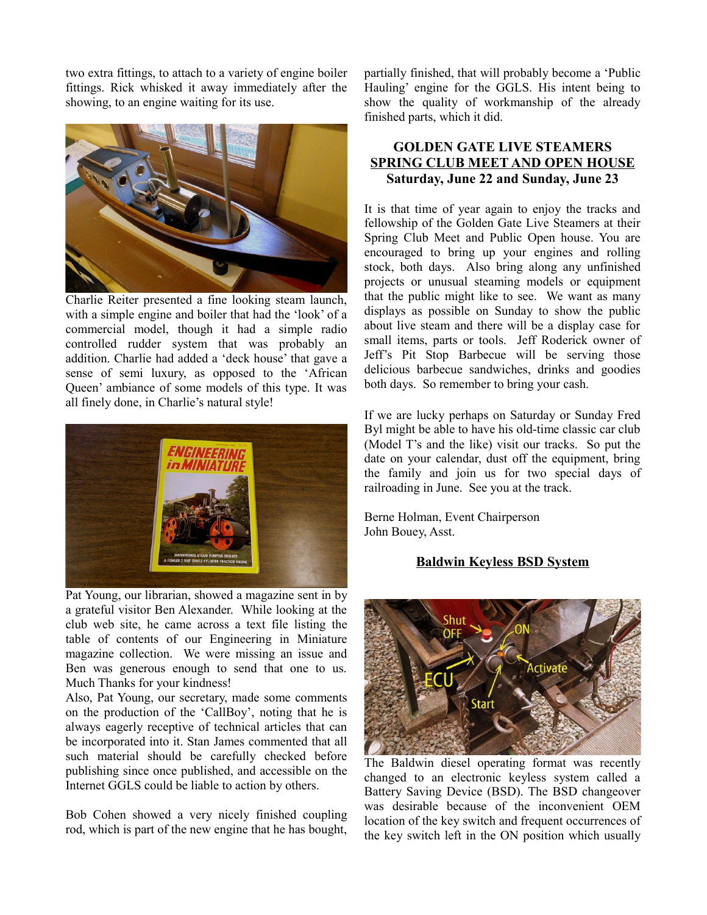two extra fittings, to attach to a variety of engine boiler fittings. Rick whisked it away immediately after the showing, to an engine waiting for its use.

Charlie Reiter presented a fine looking steam launch, with a simple engine and boiler that had the 'look' of a commercial model, though it had a simple radio controlled rudder system that was probably an addition. Charlie had added a 'deck house' that gave a sense of semi luxury, as opposed to the 'African Queen' ambiance of some models of this type. It was all finely done, in Charlie's natural style!

Pat Young, our librarian, showed a magazine sent in by a grateful visitor Ben Alexander. While looking at the club web site, he came across a text file listing the table of contents of our Engineering in Miniature magazine collection. We were missing an issue and Ben was generous enough to send that one to us. Much Thanks for your kindness!

Also, Pat Young, our secretary, made some comments on the production of the 'CallBoy', noting that he is always eagerly receptive of technical articles that can be incorporated into it. Stan James commented that all such material should be carefully checked before publishing since once published, and accessible on the Internet GGLS could be liable to action by others.

Bob Cohen showed a very nicely finished coupling rod, which is part of the new engine that he has bought, partially finished, that will probably become a 'Public Hauling' engine for the GGLS. His intent being to show the quality of workmanship of the already finished parts, which it did.

## GOLDEN GATE LIVE STEAMERS
## SPRING CLUB MEET AND OPEN HOUSE
### Saturday, June 22 and Sunday, June 23

It is that time of year again to enjoy the tracks and fellowship of the Golden Gate Live Steamers at their Spring Club Meet and Public Open house. You are encouraged to bring up your engines and rolling stock, both days. Also bring along any unfinished projects or unusual steaming models or equipment that the public might like to see. We want as many displays as possible on Sunday to show the public about live steam and there will be a display case for small items, parts or tools. Jeff Roderick owner of Jeff's Pit Stop Barbecue will be serving those delicious barbecue sandwiches, drinks and goodies both days. So remember to bring your cash.

If we are lucky perhaps on Saturday or Sunday Fred Byl might be able to have his old-time classic car club (Model T's and the like) visit our tracks. So put the date on your calendar, dust off the equipment, bring the family and join us for two special days of railroading in June. See you at the track.

Berne Holman, Event Chairperson
John Bouey, Asst.

## Baldwin Keyless BSD System

The Baldwin diesel operating format was recently changed to an electronic keyless system called a Battery Saving Device (BSD). The BSD changeover was desirable because of the inconvenient OEM location of the key switch and frequent occurrences of the key switch left in the ON position which usually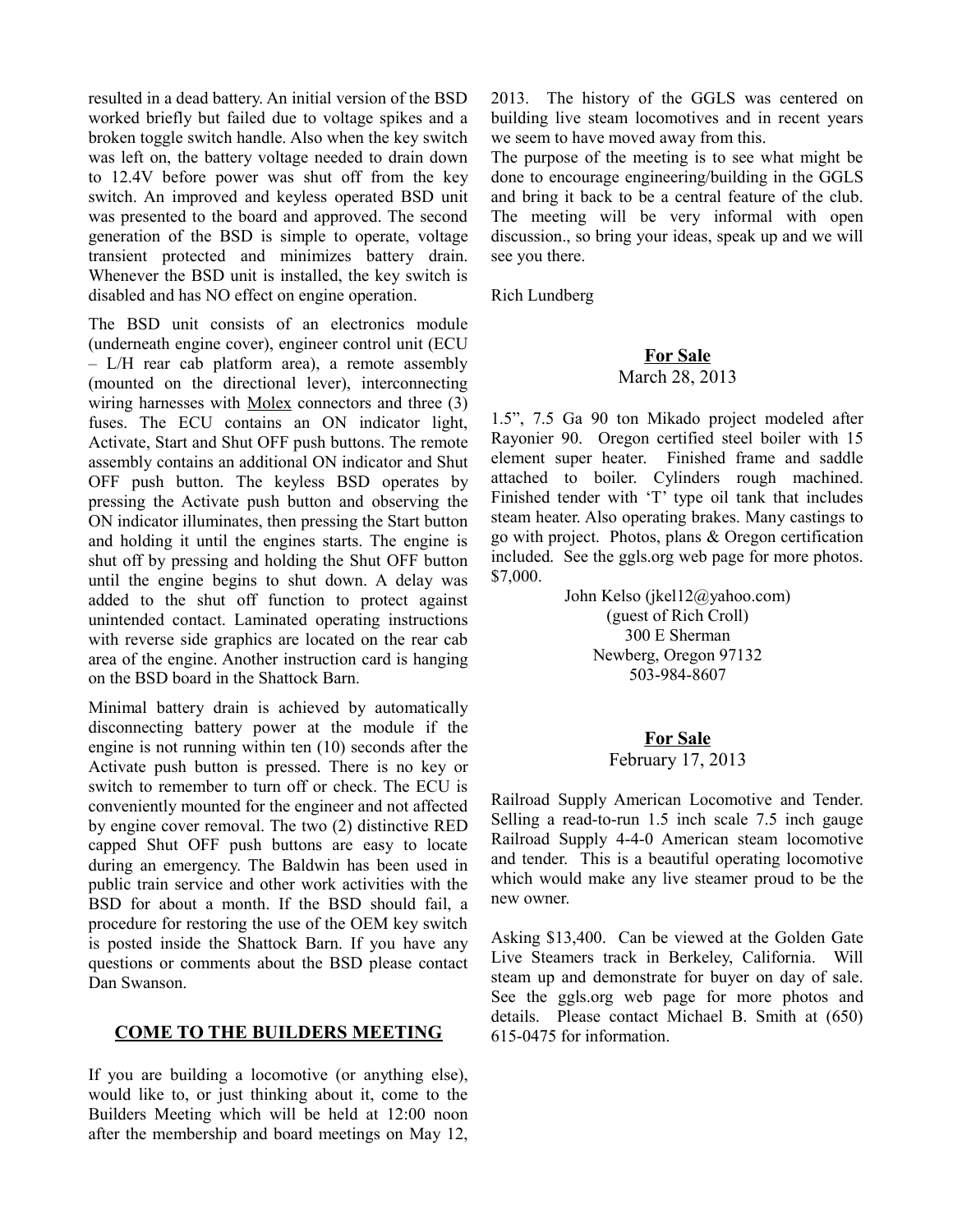resulted in a dead battery. An initial version of the BSD worked briefly but failed due to voltage spikes and a broken toggle switch handle. Also when the key switch was left on, the battery voltage needed to drain down to 12.4V before power was shut off from the key switch. An improved and keyless operated BSD unit was presented to the board and approved. The second generation of the BSD is simple to operate, voltage transient protected and minimizes battery drain. Whenever the BSD unit is installed, the key switch is disabled and has NO effect on engine operation.

The BSD unit consists of an electronics module (underneath engine cover), engineer control unit (ECU – L/H rear cab platform area), a remote assembly (mounted on the directional lever), interconnecting wiring harnesses with Molex connectors and three (3) fuses. The ECU contains an ON indicator light, Activate, Start and Shut OFF push buttons. The remote assembly contains an additional ON indicator and Shut OFF push button. The keyless BSD operates by pressing the Activate push button and observing the ON indicator illuminates, then pressing the Start button and holding it until the engines starts. The engine is shut off by pressing and holding the Shut OFF button until the engine begins to shut down. A delay was added to the shut off function to protect against unintended contact. Laminated operating instructions with reverse side graphics are located on the rear cab area of the engine. Another instruction card is hanging on the BSD board in the Shattock Barn.

Minimal battery drain is achieved by automatically disconnecting battery power at the module if the engine is not running within ten (10) seconds after the Activate push button is pressed. There is no key or switch to remember to turn off or check. The ECU is conveniently mounted for the engineer and not affected by engine cover removal. The two (2) distinctive RED capped Shut OFF push buttons are easy to locate during an emergency. The Baldwin has been used in public train service and other work activities with the BSD for about a month. If the BSD should fail, a procedure for restoring the use of the OEM key switch is posted inside the Shattock Barn. If you have any questions or comments about the BSD please contact Dan Swanson.

## COME TO THE BUILDERS MEETING

If you are building a locomotive (or anything else), would like to, or just thinking about it, come to the Builders Meeting which will be held at 12:00 noon after the membership and board meetings on May 12, 2013. The history of the GGLS was centered on building live steam locomotives and in recent years we seem to have moved away from this.

The purpose of the meeting is to see what might be done to encourage engineering/building in the GGLS and bring it back to be a central feature of the club. The meeting will be very informal with open discussion., so bring your ideas, speak up and we will see you there.

Rich Lundberg

## For Sale

March 28, 2013

1.5", 7.5 Ga 90 ton Mikado project modeled after Rayonier 90. Oregon certified steel boiler with 15 element super heater. Finished frame and saddle attached to boiler. Cylinders rough machined. Finished tender with 'T' type oil tank that includes steam heater. Also operating brakes. Many castings to go with project. Photos, plans & Oregon certification included. See the ggls.org web page for more photos. $7,000.

John Kelso (jkel12@yahoo.com)
(guest of Rich Croll)
300 E Sherman
Newberg, Oregon 97132
503-984-8607

## For Sale

February 17, 2013

Railroad Supply American Locomotive and Tender. Selling a read-to-run 1.5 inch scale 7.5 inch gauge Railroad Supply 4-4-0 American steam locomotive and tender. This is a beautiful operating locomotive which would make any live steamer proud to be the new owner.

Asking $13,400. Can be viewed at the Golden Gate Live Steamers track in Berkeley, California. Will steam up and demonstrate for buyer on day of sale. See the ggls.org web page for more photos and details. Please contact Michael B. Smith at (650) 615-0475 for information.